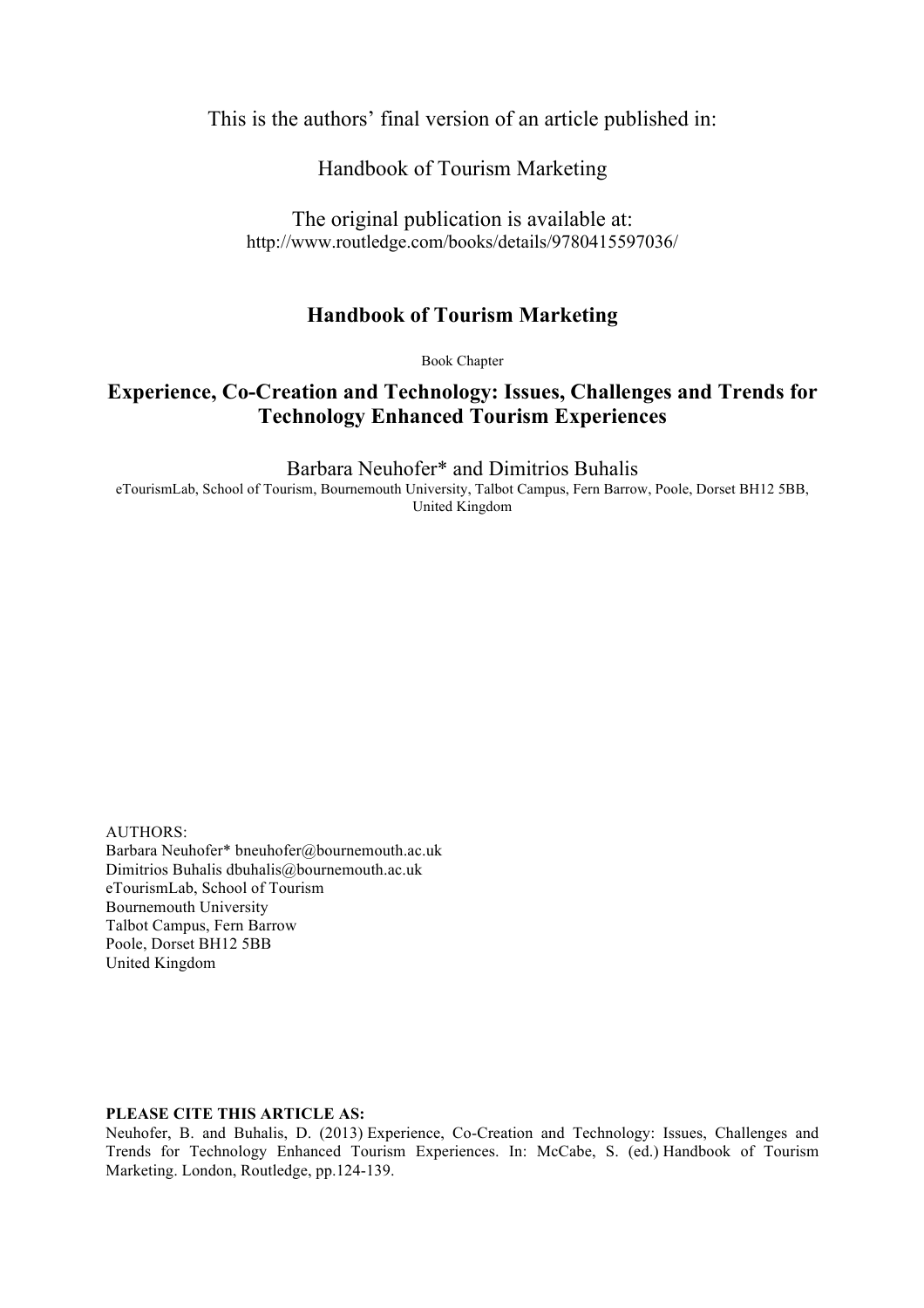This is the authors' final version of an article published in:

Handbook of Tourism Marketing

The original publication is available at:
http://www.routledge.com/books/details/9780415597036/

# Handbook of Tourism Marketing

Book Chapter

## Experience, Co-Creation and Technology: Issues, Challenges and Trends for Technology Enhanced Tourism Experiences

Barbara Neuhofer* and Dimitrios Buhalis

eTourismLab, School of Tourism, Bournemouth University, Talbot Campus, Fern Barrow, Poole, Dorset BH12 5BB, United Kingdom

AUTHORS:
Barbara Neuhofer* bneuhofer@bournemouth.ac.uk
Dimitrios Buhalis dbuhalis@bournemouth.ac.uk
eTourismLab, School of Tourism
Bournemouth University
Talbot Campus, Fern Barrow
Poole, Dorset BH12 5BB
United Kingdom

**PLEASE CITE THIS ARTICLE AS:**
Neuhofer, B. and Buhalis, D. (2013) Experience, Co-Creation and Technology: Issues, Challenges and Trends for Technology Enhanced Tourism Experiences. In: McCabe, S. (ed.) Handbook of Tourism Marketing. London, Routledge, pp.124-139.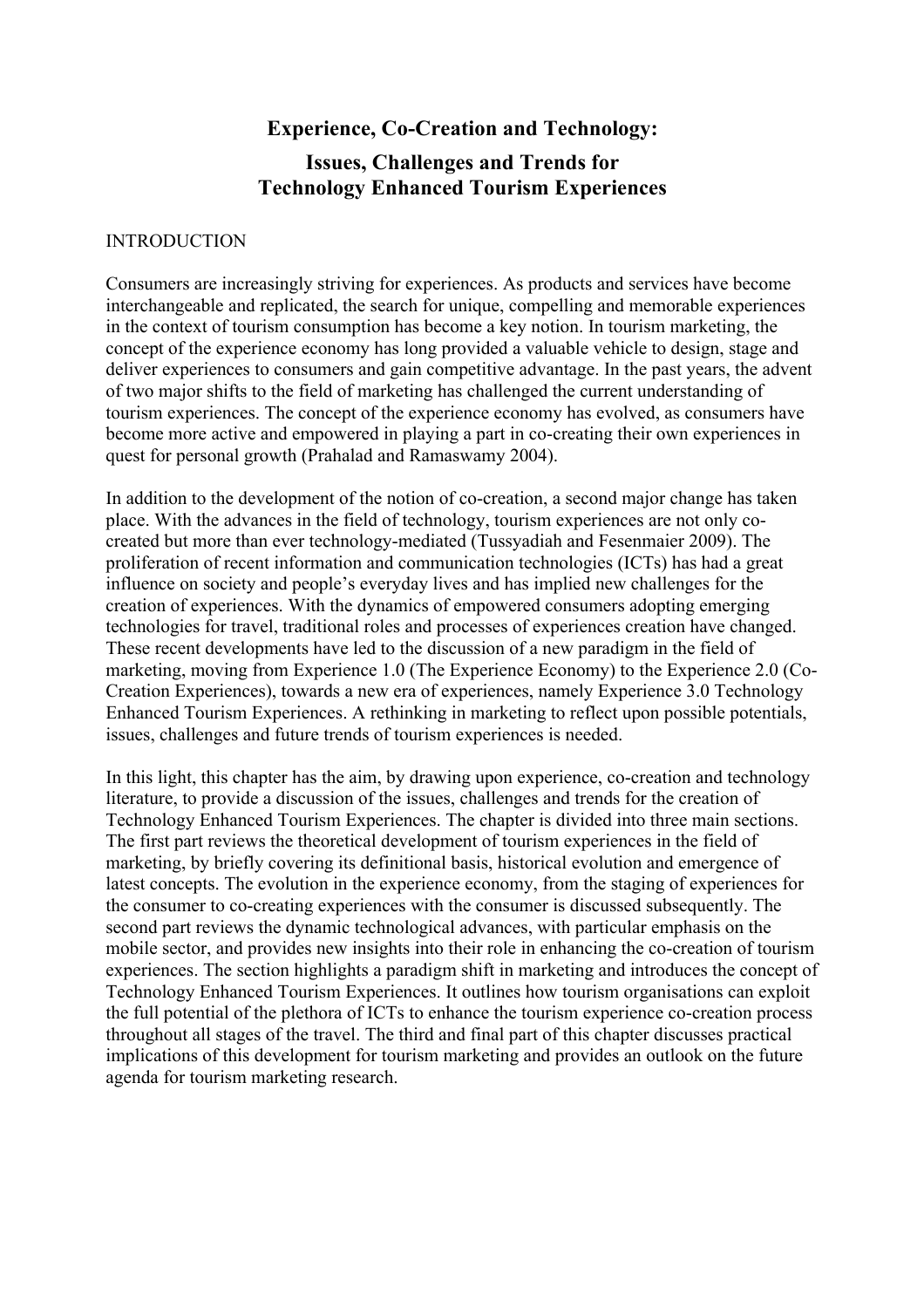# Experience, Co-Creation and Technology:

## Issues, Challenges and Trends for Technology Enhanced Tourism Experiences

INTRODUCTION

Consumers are increasingly striving for experiences. As products and services have become interchangeable and replicated, the search for unique, compelling and memorable experiences in the context of tourism consumption has become a key notion. In tourism marketing, the concept of the experience economy has long provided a valuable vehicle to design, stage and deliver experiences to consumers and gain competitive advantage. In the past years, the advent of two major shifts to the field of marketing has challenged the current understanding of tourism experiences. The concept of the experience economy has evolved, as consumers have become more active and empowered in playing a part in co-creating their own experiences in quest for personal growth (Prahalad and Ramaswamy 2004).

In addition to the development of the notion of co-creation, a second major change has taken place. With the advances in the field of technology, tourism experiences are not only co-created but more than ever technology-mediated (Tussyadiah and Fesenmaier 2009). The proliferation of recent information and communication technologies (ICTs) has had a great influence on society and people's everyday lives and has implied new challenges for the creation of experiences. With the dynamics of empowered consumers adopting emerging technologies for travel, traditional roles and processes of experiences creation have changed. These recent developments have led to the discussion of a new paradigm in the field of marketing, moving from Experience 1.0 (The Experience Economy) to the Experience 2.0 (Co-Creation Experiences), towards a new era of experiences, namely Experience 3.0 Technology Enhanced Tourism Experiences. A rethinking in marketing to reflect upon possible potentials, issues, challenges and future trends of tourism experiences is needed.

In this light, this chapter has the aim, by drawing upon experience, co-creation and technology literature, to provide a discussion of the issues, challenges and trends for the creation of Technology Enhanced Tourism Experiences. The chapter is divided into three main sections. The first part reviews the theoretical development of tourism experiences in the field of marketing, by briefly covering its definitional basis, historical evolution and emergence of latest concepts. The evolution in the experience economy, from the staging of experiences for the consumer to co-creating experiences with the consumer is discussed subsequently. The second part reviews the dynamic technological advances, with particular emphasis on the mobile sector, and provides new insights into their role in enhancing the co-creation of tourism experiences. The section highlights a paradigm shift in marketing and introduces the concept of Technology Enhanced Tourism Experiences. It outlines how tourism organisations can exploit the full potential of the plethora of ICTs to enhance the tourism experience co-creation process throughout all stages of the travel. The third and final part of this chapter discusses practical implications of this development for tourism marketing and provides an outlook on the future agenda for tourism marketing research.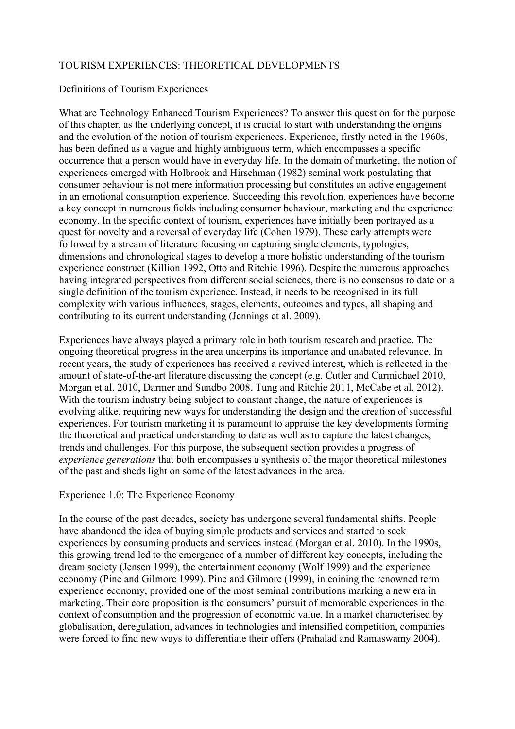# TOURISM EXPERIENCES: THEORETICAL DEVELOPMENTS

## Definitions of Tourism Experiences

What are Technology Enhanced Tourism Experiences? To answer this question for the purpose of this chapter, as the underlying concept, it is crucial to start with understanding the origins and the evolution of the notion of tourism experiences. Experience, firstly noted in the 1960s, has been defined as a vague and highly ambiguous term, which encompasses a specific occurrence that a person would have in everyday life. In the domain of marketing, the notion of experiences emerged with Holbrook and Hirschman (1982) seminal work postulating that consumer behaviour is not mere information processing but constitutes an active engagement in an emotional consumption experience. Succeeding this revolution, experiences have become a key concept in numerous fields including consumer behaviour, marketing and the experience economy. In the specific context of tourism, experiences have initially been portrayed as a quest for novelty and a reversal of everyday life (Cohen 1979). These early attempts were followed by a stream of literature focusing on capturing single elements, typologies, dimensions and chronological stages to develop a more holistic understanding of the tourism experience construct (Killion 1992, Otto and Ritchie 1996). Despite the numerous approaches having integrated perspectives from different social sciences, there is no consensus to date on a single definition of the tourism experience. Instead, it needs to be recognised in its full complexity with various influences, stages, elements, outcomes and types, all shaping and contributing to its current understanding (Jennings et al. 2009).

Experiences have always played a primary role in both tourism research and practice. The ongoing theoretical progress in the area underpins its importance and unabated relevance. In recent years, the study of experiences has received a revived interest, which is reflected in the amount of state-of-the-art literature discussing the concept (e.g. Cutler and Carmichael 2010, Morgan et al. 2010, Darmer and Sundbo 2008, Tung and Ritchie 2011, McCabe et al. 2012). With the tourism industry being subject to constant change, the nature of experiences is evolving alike, requiring new ways for understanding the design and the creation of successful experiences. For tourism marketing it is paramount to appraise the key developments forming the theoretical and practical understanding to date as well as to capture the latest changes, trends and challenges. For this purpose, the subsequent section provides a progress of *experience generations* that both encompasses a synthesis of the major theoretical milestones of the past and sheds light on some of the latest advances in the area.

## Experience 1.0: The Experience Economy

In the course of the past decades, society has undergone several fundamental shifts. People have abandoned the idea of buying simple products and services and started to seek experiences by consuming products and services instead (Morgan et al. 2010). In the 1990s, this growing trend led to the emergence of a number of different key concepts, including the dream society (Jensen 1999), the entertainment economy (Wolf 1999) and the experience economy (Pine and Gilmore 1999). Pine and Gilmore (1999), in coining the renowned term experience economy, provided one of the most seminal contributions marking a new era in marketing. Their core proposition is the consumers' pursuit of memorable experiences in the context of consumption and the progression of economic value. In a market characterised by globalisation, deregulation, advances in technologies and intensified competition, companies were forced to find new ways to differentiate their offers (Prahalad and Ramaswamy 2004).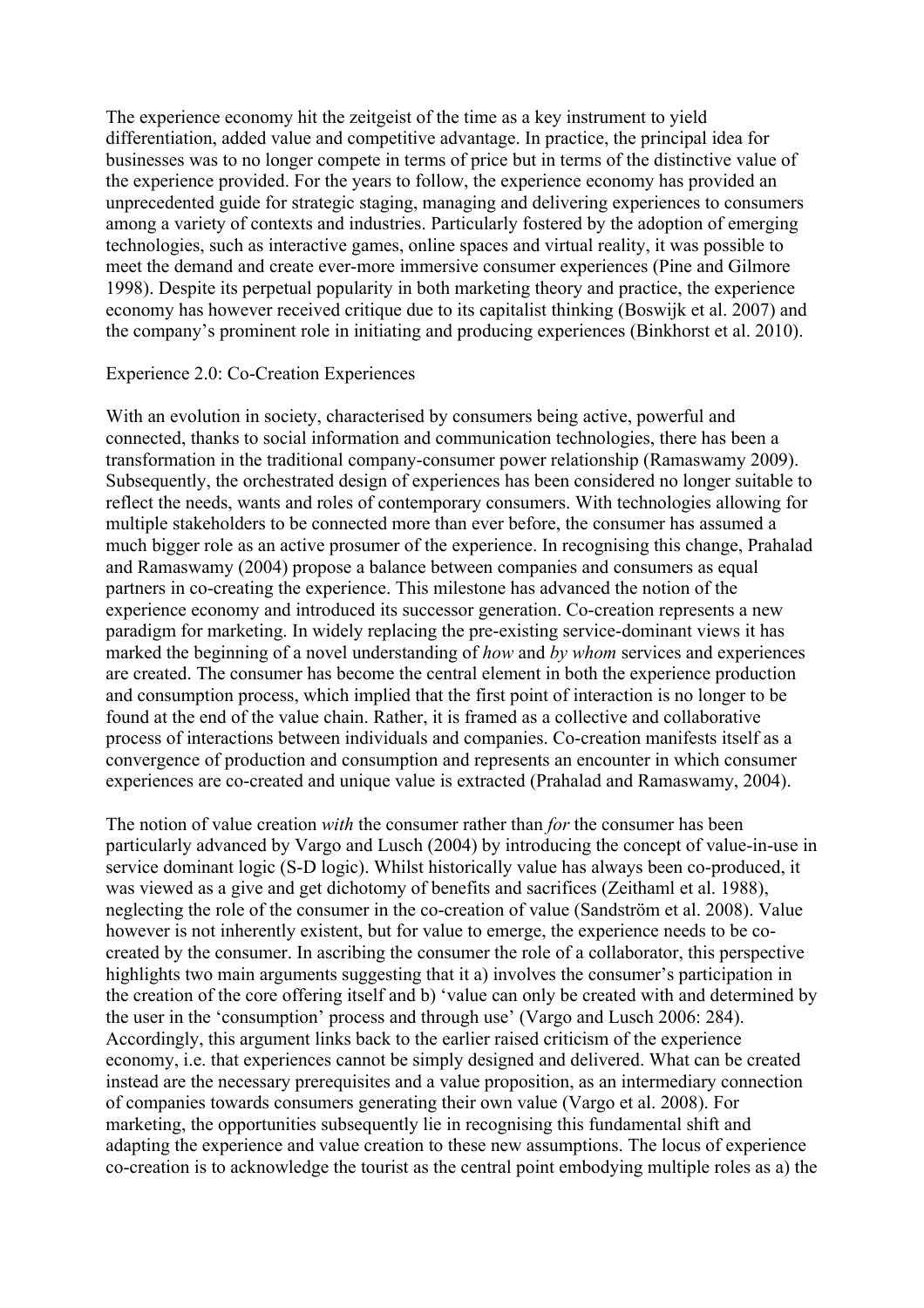The experience economy hit the zeitgeist of the time as a key instrument to yield differentiation, added value and competitive advantage. In practice, the principal idea for businesses was to no longer compete in terms of price but in terms of the distinctive value of the experience provided. For the years to follow, the experience economy has provided an unprecedented guide for strategic staging, managing and delivering experiences to consumers among a variety of contexts and industries. Particularly fostered by the adoption of emerging technologies, such as interactive games, online spaces and virtual reality, it was possible to meet the demand and create ever-more immersive consumer experiences (Pine and Gilmore 1998). Despite its perpetual popularity in both marketing theory and practice, the experience economy has however received critique due to its capitalist thinking (Boswijk et al. 2007) and the company's prominent role in initiating and producing experiences (Binkhorst et al. 2010).

## Experience 2.0: Co-Creation Experiences

With an evolution in society, characterised by consumers being active, powerful and connected, thanks to social information and communication technologies, there has been a transformation in the traditional company-consumer power relationship (Ramaswamy 2009). Subsequently, the orchestrated design of experiences has been considered no longer suitable to reflect the needs, wants and roles of contemporary consumers. With technologies allowing for multiple stakeholders to be connected more than ever before, the consumer has assumed a much bigger role as an active prosumer of the experience. In recognising this change, Prahalad and Ramaswamy (2004) propose a balance between companies and consumers as equal partners in co-creating the experience. This milestone has advanced the notion of the experience economy and introduced its successor generation. Co-creation represents a new paradigm for marketing. In widely replacing the pre-existing service-dominant views it has marked the beginning of a novel understanding of *how* and *by whom* services and experiences are created. The consumer has become the central element in both the experience production and consumption process, which implied that the first point of interaction is no longer to be found at the end of the value chain. Rather, it is framed as a collective and collaborative process of interactions between individuals and companies. Co-creation manifests itself as a convergence of production and consumption and represents an encounter in which consumer experiences are co-created and unique value is extracted (Prahalad and Ramaswamy, 2004).

The notion of value creation *with* the consumer rather than *for* the consumer has been particularly advanced by Vargo and Lusch (2004) by introducing the concept of value-in-use in service dominant logic (S-D logic). Whilst historically value has always been co-produced, it was viewed as a give and get dichotomy of benefits and sacrifices (Zeithaml et al. 1988), neglecting the role of the consumer in the co-creation of value (Sandström et al. 2008). Value however is not inherently existent, but for value to emerge, the experience needs to be co-created by the consumer. In ascribing the consumer the role of a collaborator, this perspective highlights two main arguments suggesting that it a) involves the consumer's participation in the creation of the core offering itself and b) 'value can only be created with and determined by the user in the 'consumption' process and through use' (Vargo and Lusch 2006: 284). Accordingly, this argument links back to the earlier raised criticism of the experience economy, i.e. that experiences cannot be simply designed and delivered. What can be created instead are the necessary prerequisites and a value proposition, as an intermediary connection of companies towards consumers generating their own value (Vargo et al. 2008). For marketing, the opportunities subsequently lie in recognising this fundamental shift and adapting the experience and value creation to these new assumptions. The locus of experience co-creation is to acknowledge the tourist as the central point embodying multiple roles as a) the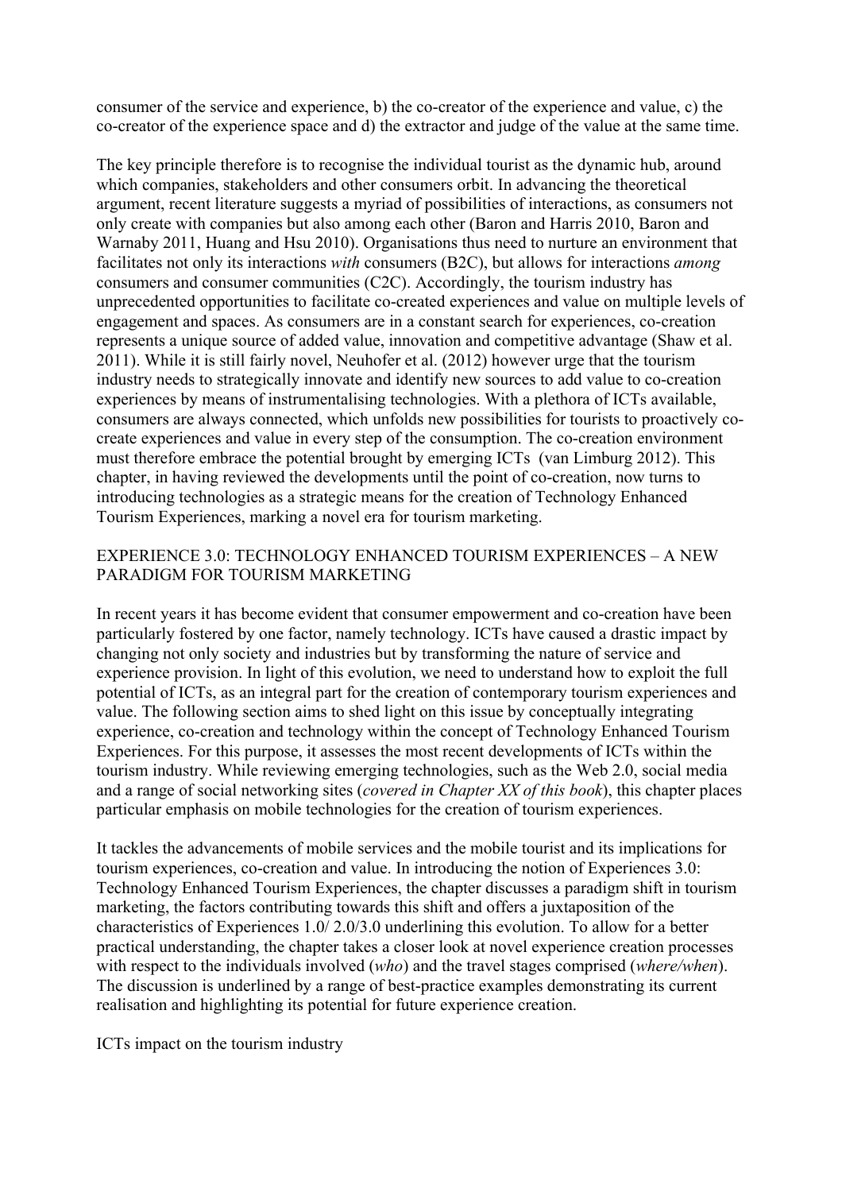consumer of the service and experience, b) the co-creator of the experience and value, c) the co-creator of the experience space and d) the extractor and judge of the value at the same time.

The key principle therefore is to recognise the individual tourist as the dynamic hub, around which companies, stakeholders and other consumers orbit. In advancing the theoretical argument, recent literature suggests a myriad of possibilities of interactions, as consumers not only create with companies but also among each other (Baron and Harris 2010, Baron and Warnaby 2011, Huang and Hsu 2010). Organisations thus need to nurture an environment that facilitates not only its interactions *with* consumers (B2C), but allows for interactions *among* consumers and consumer communities (C2C). Accordingly, the tourism industry has unprecedented opportunities to facilitate co-created experiences and value on multiple levels of engagement and spaces. As consumers are in a constant search for experiences, co-creation represents a unique source of added value, innovation and competitive advantage (Shaw et al. 2011). While it is still fairly novel, Neuhofer et al. (2012) however urge that the tourism industry needs to strategically innovate and identify new sources to add value to co-creation experiences by means of instrumentalising technologies. With a plethora of ICTs available, consumers are always connected, which unfolds new possibilities for tourists to proactively co-create experiences and value in every step of the consumption. The co-creation environment must therefore embrace the potential brought by emerging ICTs (van Limburg 2012). This chapter, in having reviewed the developments until the point of co-creation, now turns to introducing technologies as a strategic means for the creation of Technology Enhanced Tourism Experiences, marking a novel era for tourism marketing.

## EXPERIENCE 3.0: TECHNOLOGY ENHANCED TOURISM EXPERIENCES – A NEW PARADIGM FOR TOURISM MARKETING

In recent years it has become evident that consumer empowerment and co-creation have been particularly fostered by one factor, namely technology. ICTs have caused a drastic impact by changing not only society and industries but by transforming the nature of service and experience provision. In light of this evolution, we need to understand how to exploit the full potential of ICTs, as an integral part for the creation of contemporary tourism experiences and value. The following section aims to shed light on this issue by conceptually integrating experience, co-creation and technology within the concept of Technology Enhanced Tourism Experiences. For this purpose, it assesses the most recent developments of ICTs within the tourism industry. While reviewing emerging technologies, such as the Web 2.0, social media and a range of social networking sites (*covered in Chapter XX of this book*), this chapter places particular emphasis on mobile technologies for the creation of tourism experiences.

It tackles the advancements of mobile services and the mobile tourist and its implications for tourism experiences, co-creation and value. In introducing the notion of Experiences 3.0: Technology Enhanced Tourism Experiences, the chapter discusses a paradigm shift in tourism marketing, the factors contributing towards this shift and offers a juxtaposition of the characteristics of Experiences 1.0/ 2.0/3.0 underlining this evolution. To allow for a better practical understanding, the chapter takes a closer look at novel experience creation processes with respect to the individuals involved (*who*) and the travel stages comprised (*where/when*). The discussion is underlined by a range of best-practice examples demonstrating its current realisation and highlighting its potential for future experience creation.

### ICTs impact on the tourism industry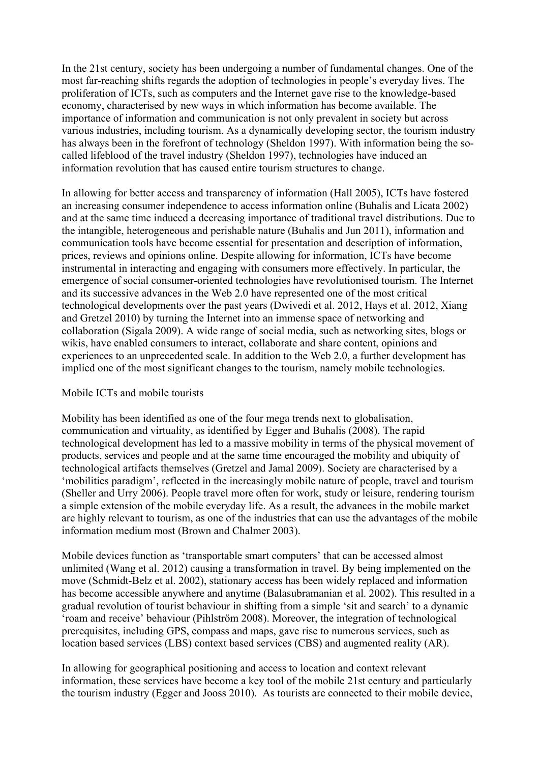In the 21st century, society has been undergoing a number of fundamental changes. One of the most far-reaching shifts regards the adoption of technologies in people's everyday lives. The proliferation of ICTs, such as computers and the Internet gave rise to the knowledge-based economy, characterised by new ways in which information has become available. The importance of information and communication is not only prevalent in society but across various industries, including tourism. As a dynamically developing sector, the tourism industry has always been in the forefront of technology (Sheldon 1997). With information being the so-called lifeblood of the travel industry (Sheldon 1997), technologies have induced an information revolution that has caused entire tourism structures to change.

In allowing for better access and transparency of information (Hall 2005), ICTs have fostered an increasing consumer independence to access information online (Buhalis and Licata 2002) and at the same time induced a decreasing importance of traditional travel distributions. Due to the intangible, heterogeneous and perishable nature (Buhalis and Jun 2011), information and communication tools have become essential for presentation and description of information, prices, reviews and opinions online. Despite allowing for information, ICTs have become instrumental in interacting and engaging with consumers more effectively. In particular, the emergence of social consumer-oriented technologies have revolutionised tourism. The Internet and its successive advances in the Web 2.0 have represented one of the most critical technological developments over the past years (Dwivedi et al. 2012, Hays et al. 2012, Xiang and Gretzel 2010) by turning the Internet into an immense space of networking and collaboration (Sigala 2009). A wide range of social media, such as networking sites, blogs or wikis, have enabled consumers to interact, collaborate and share content, opinions and experiences to an unprecedented scale. In addition to the Web 2.0, a further development has implied one of the most significant changes to the tourism, namely mobile technologies.

## Mobile ICTs and mobile tourists

Mobility has been identified as one of the four mega trends next to globalisation, communication and virtuality, as identified by Egger and Buhalis (2008). The rapid technological development has led to a massive mobility in terms of the physical movement of products, services and people and at the same time encouraged the mobility and ubiquity of technological artifacts themselves (Gretzel and Jamal 2009). Society are characterised by a 'mobilities paradigm', reflected in the increasingly mobile nature of people, travel and tourism (Sheller and Urry 2006). People travel more often for work, study or leisure, rendering tourism a simple extension of the mobile everyday life. As a result, the advances in the mobile market are highly relevant to tourism, as one of the industries that can use the advantages of the mobile information medium most (Brown and Chalmer 2003).

Mobile devices function as 'transportable smart computers' that can be accessed almost unlimited (Wang et al. 2012) causing a transformation in travel. By being implemented on the move (Schmidt-Belz et al. 2002), stationary access has been widely replaced and information has become accessible anywhere and anytime (Balasubramanian et al. 2002). This resulted in a gradual revolution of tourist behaviour in shifting from a simple 'sit and search' to a dynamic 'roam and receive' behaviour (Pihlström 2008). Moreover, the integration of technological prerequisites, including GPS, compass and maps, gave rise to numerous services, such as location based services (LBS) context based services (CBS) and augmented reality (AR).

In allowing for geographical positioning and access to location and context relevant information, these services have become a key tool of the mobile 21st century and particularly the tourism industry (Egger and Jooss 2010). As tourists are connected to their mobile device,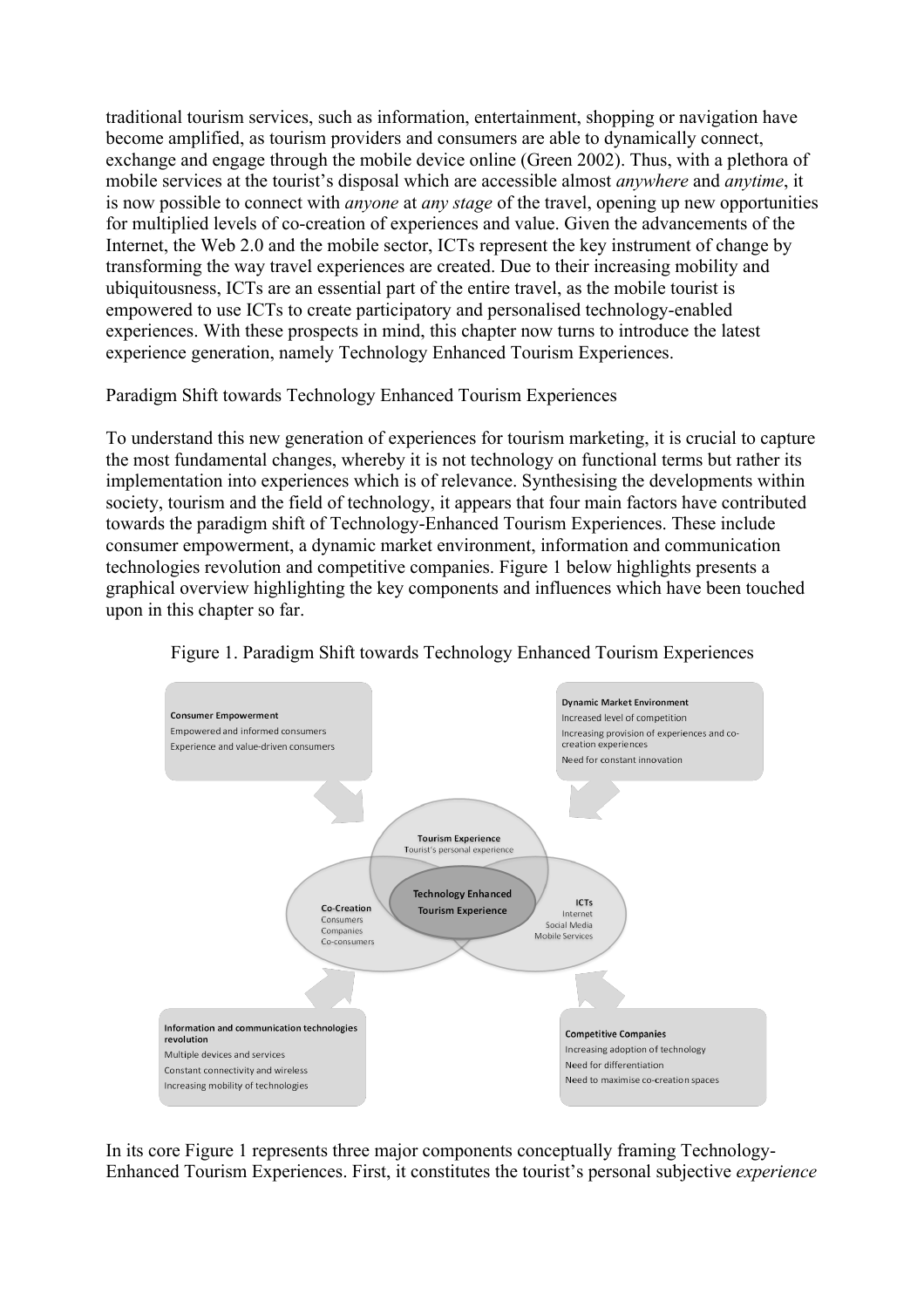traditional tourism services, such as information, entertainment, shopping or navigation have become amplified, as tourism providers and consumers are able to dynamically connect, exchange and engage through the mobile device online (Green 2002). Thus, with a plethora of mobile services at the tourist's disposal which are accessible almost *anywhere* and *anytime*, it is now possible to connect with *anyone* at *any stage* of the travel, opening up new opportunities for multiplied levels of co-creation of experiences and value. Given the advancements of the Internet, the Web 2.0 and the mobile sector, ICTs represent the key instrument of change by transforming the way travel experiences are created. Due to their increasing mobility and ubiquitousness, ICTs are an essential part of the entire travel, as the mobile tourist is empowered to use ICTs to create participatory and personalised technology-enabled experiences. With these prospects in mind, this chapter now turns to introduce the latest experience generation, namely Technology Enhanced Tourism Experiences.

## Paradigm Shift towards Technology Enhanced Tourism Experiences

To understand this new generation of experiences for tourism marketing, it is crucial to capture the most fundamental changes, whereby it is not technology on functional terms but rather its implementation into experiences which is of relevance. Synthesising the developments within society, tourism and the field of technology, it appears that four main factors have contributed towards the paradigm shift of Technology-Enhanced Tourism Experiences. These include consumer empowerment, a dynamic market environment, information and communication technologies revolution and competitive companies. Figure 1 below highlights presents a graphical overview highlighting the key components and influences which have been touched upon in this chapter so far.

Figure 1. Paradigm Shift towards Technology Enhanced Tourism Experiences

**Consumer Empowerment**
Empowered and informed consumers
Experience and value-driven consumers

**Dynamic Market Environment**
Increased level of competition
Increasing provision of experiences and co-creation experiences
Need for constant innovation

**Tourism Experience**
Tourist's personal experience

**Co-Creation**
Consumers
Companies
Co-consumers

**Technology Enhanced Tourism Experience**

**ICTs**
Internet
Social Media
Mobile Services

**Information and communication technologies revolution**
Multiple devices and services
Constant connectivity and wireless
Increasing mobility of technologies

**Competitive Companies**
Increasing adoption of technology
Need for differentiation
Need to maximise co-creation spaces

In its core Figure 1 represents three major components conceptually framing Technology-Enhanced Tourism Experiences. First, it constitutes the tourist's personal subjective *experience*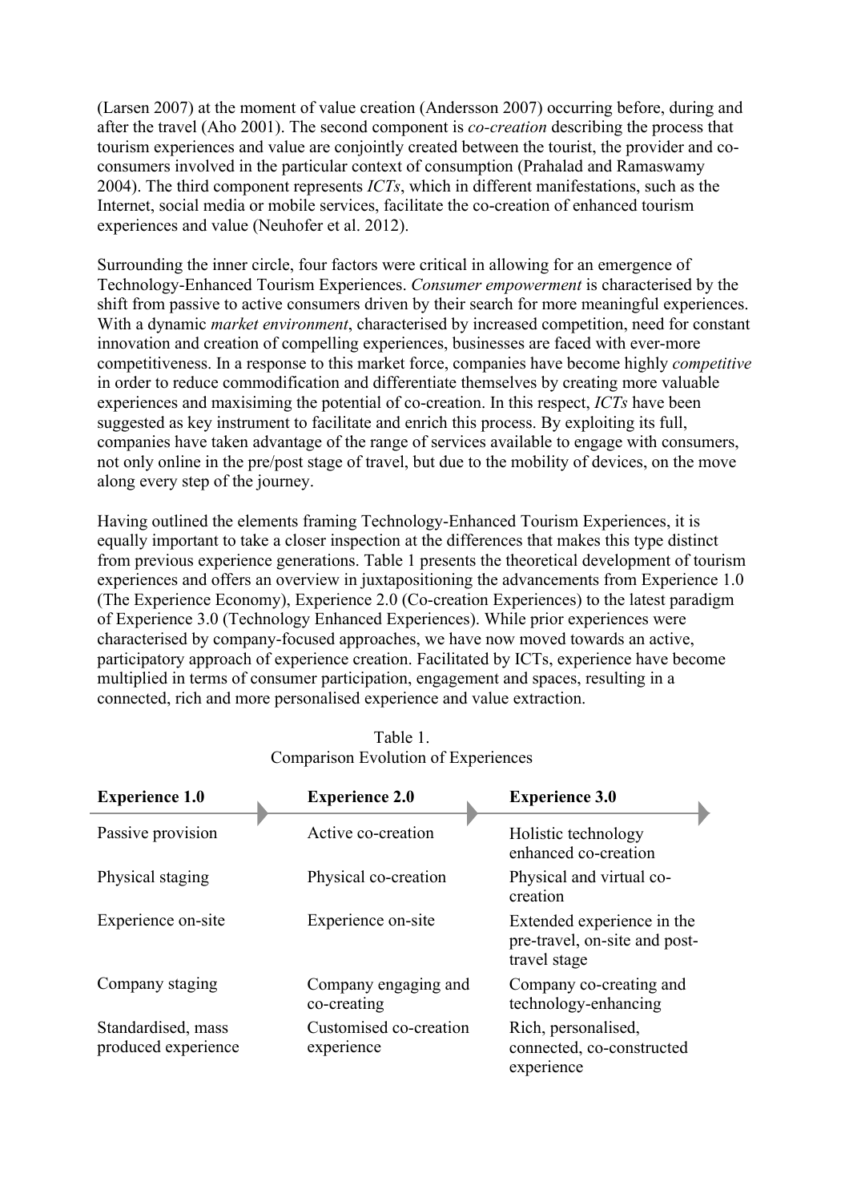(Larsen 2007) at the moment of value creation (Andersson 2007) occurring before, during and after the travel (Aho 2001). The second component is *co-creation* describing the process that tourism experiences and value are conjointly created between the tourist, the provider and co-consumers involved in the particular context of consumption (Prahalad and Ramaswamy 2004). The third component represents *ICTs*, which in different manifestations, such as the Internet, social media or mobile services, facilitate the co-creation of enhanced tourism experiences and value (Neuhofer et al. 2012).

Surrounding the inner circle, four factors were critical in allowing for an emergence of Technology-Enhanced Tourism Experiences. *Consumer empowerment* is characterised by the shift from passive to active consumers driven by their search for more meaningful experiences. With a dynamic *market environment*, characterised by increased competition, need for constant innovation and creation of compelling experiences, businesses are faced with ever-more competitiveness. In a response to this market force, companies have become highly *competitive* in order to reduce commodification and differentiate themselves by creating more valuable experiences and maxisiming the potential of co-creation. In this respect, *ICTs* have been suggested as key instrument to facilitate and enrich this process. By exploiting its full, companies have taken advantage of the range of services available to engage with consumers, not only online in the pre/post stage of travel, but due to the mobility of devices, on the move along every step of the journey.

Having outlined the elements framing Technology-Enhanced Tourism Experiences, it is equally important to take a closer inspection at the differences that makes this type distinct from previous experience generations. Table 1 presents the theoretical development of tourism experiences and offers an overview in juxtapositioning the advancements from Experience 1.0 (The Experience Economy), Experience 2.0 (Co-creation Experiences) to the latest paradigm of Experience 3.0 (Technology Enhanced Experiences). While prior experiences were characterised by company-focused approaches, we have now moved towards an active, participatory approach of experience creation. Facilitated by ICTs, experience have become multiplied in terms of consumer participation, engagement and spaces, resulting in a connected, rich and more personalised experience and value extraction.

Table 1.
Comparison Evolution of Experiences

| **Experience 1.0** | **Experience 2.0** | **Experience 3.0** |
|---|---|---|
| Passive provision | Active co-creation | Holistic technology enhanced co-creation |
| Physical staging | Physical co-creation | Physical and virtual co-creation |
| Experience on-site | Experience on-site | Extended experience in the pre-travel, on-site and post-travel stage |
| Company staging | Company engaging and co-creating | Company co-creating and technology-enhancing |
| Standardised, mass produced experience | Customised co-creation experience | Rich, personalised, connected, co-constructed experience |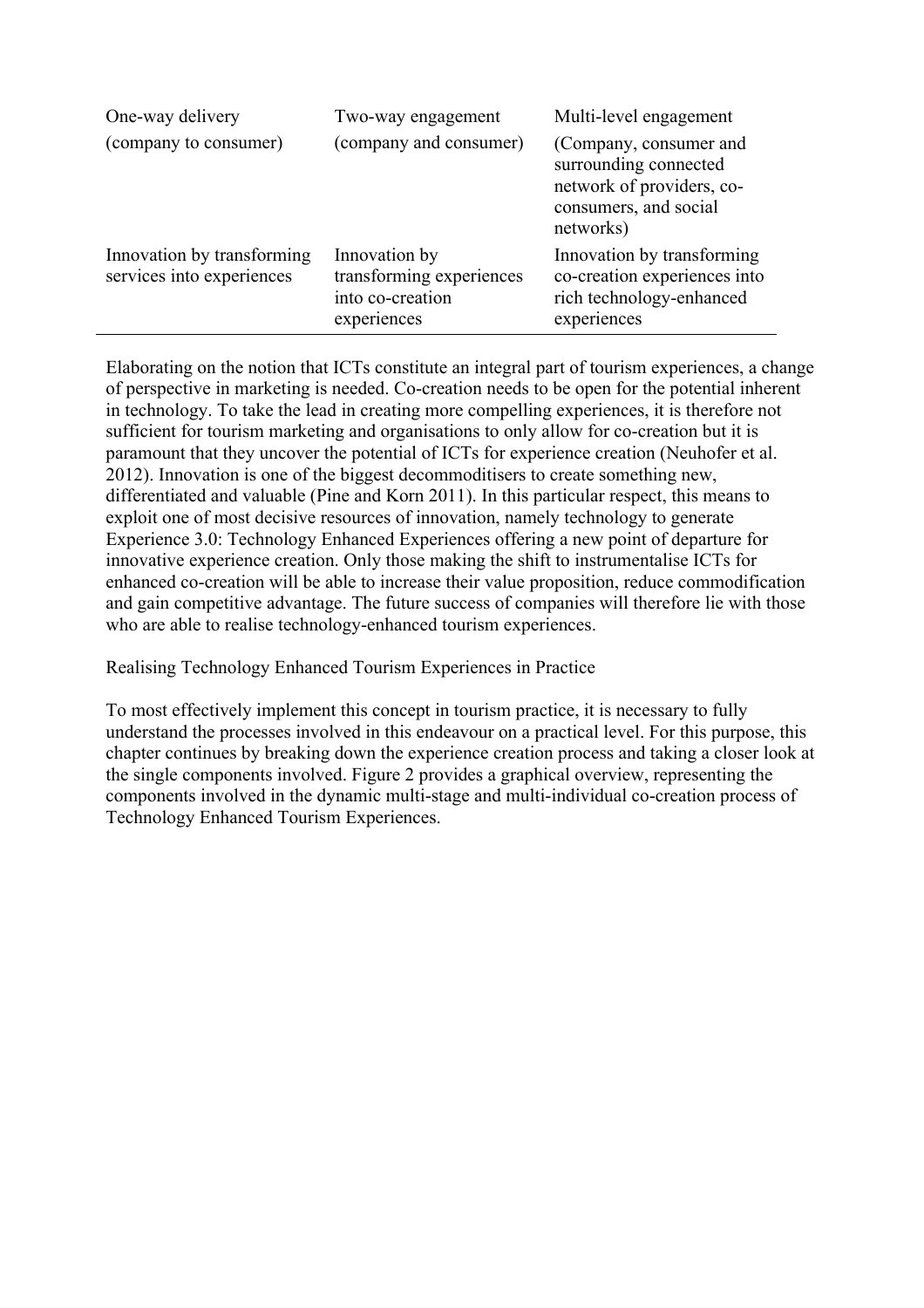| One-way delivery | Two-way engagement | Multi-level engagement |
|---|---|---|
| (company to consumer) | (company and consumer) | (Company, consumer and surrounding connected network of providers, co-consumers, and social networks) |
| Innovation by transforming services into experiences | Innovation by transforming experiences into co-creation experiences | Innovation by transforming co-creation experiences into rich technology-enhanced experiences |

Elaborating on the notion that ICTs constitute an integral part of tourism experiences, a change of perspective in marketing is needed. Co-creation needs to be open for the potential inherent in technology. To take the lead in creating more compelling experiences, it is therefore not sufficient for tourism marketing and organisations to only allow for co-creation but it is paramount that they uncover the potential of ICTs for experience creation (Neuhofer et al. 2012). Innovation is one of the biggest decommoditisers to create something new, differentiated and valuable (Pine and Korn 2011). In this particular respect, this means to exploit one of most decisive resources of innovation, namely technology to generate Experience 3.0: Technology Enhanced Experiences offering a new point of departure for innovative experience creation. Only those making the shift to instrumentalise ICTs for enhanced co-creation will be able to increase their value proposition, reduce commodification and gain competitive advantage. The future success of companies will therefore lie with those who are able to realise technology-enhanced tourism experiences.

## Realising Technology Enhanced Tourism Experiences in Practice

To most effectively implement this concept in tourism practice, it is necessary to fully understand the processes involved in this endeavour on a practical level. For this purpose, this chapter continues by breaking down the experience creation process and taking a closer look at the single components involved. Figure 2 provides a graphical overview, representing the components involved in the dynamic multi-stage and multi-individual co-creation process of Technology Enhanced Tourism Experiences.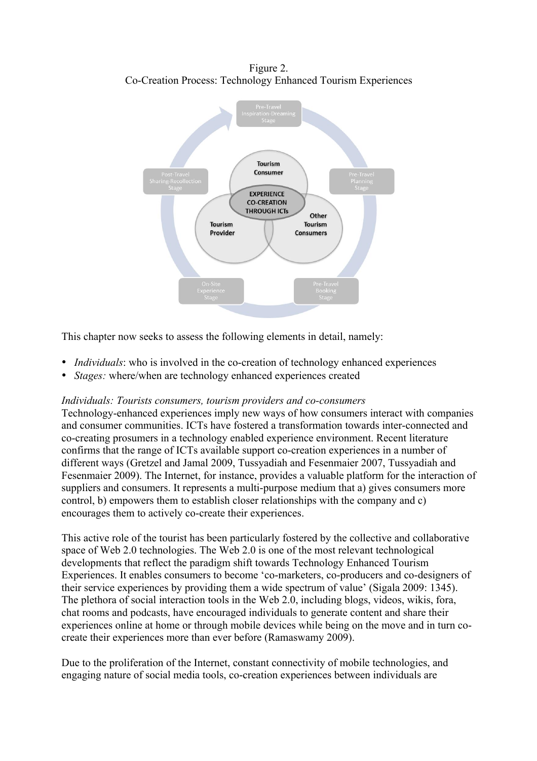Figure 2.
Co-Creation Process: Technology Enhanced Tourism Experiences

This chapter now seeks to assess the following elements in detail, namely:

- *Individuals*: who is involved in the co-creation of technology enhanced experiences
- *Stages:* where/when are technology enhanced experiences created

*Individuals: Tourists consumers, tourism providers and co-consumers*

Technology-enhanced experiences imply new ways of how consumers interact with companies and consumer communities. ICTs have fostered a transformation towards inter-connected and co-creating prosumers in a technology enabled experience environment. Recent literature confirms that the range of ICTs available support co-creation experiences in a number of different ways (Gretzel and Jamal 2009, Tussyadiah and Fesenmaier 2007, Tussyadiah and Fesenmaier 2009). The Internet, for instance, provides a valuable platform for the interaction of suppliers and consumers. It represents a multi-purpose medium that a) gives consumers more control, b) empowers them to establish closer relationships with the company and c) encourages them to actively co-create their experiences.

This active role of the tourist has been particularly fostered by the collective and collaborative space of Web 2.0 technologies. The Web 2.0 is one of the most relevant technological developments that reflect the paradigm shift towards Technology Enhanced Tourism Experiences. It enables consumers to become 'co-marketers, co-producers and co-designers of their service experiences by providing them a wide spectrum of value' (Sigala 2009: 1345). The plethora of social interaction tools in the Web 2.0, including blogs, videos, wikis, fora, chat rooms and podcasts, have encouraged individuals to generate content and share their experiences online at home or through mobile devices while being on the move and in turn co-create their experiences more than ever before (Ramaswamy 2009).

Due to the proliferation of the Internet, constant connectivity of mobile technologies, and engaging nature of social media tools, co-creation experiences between individuals are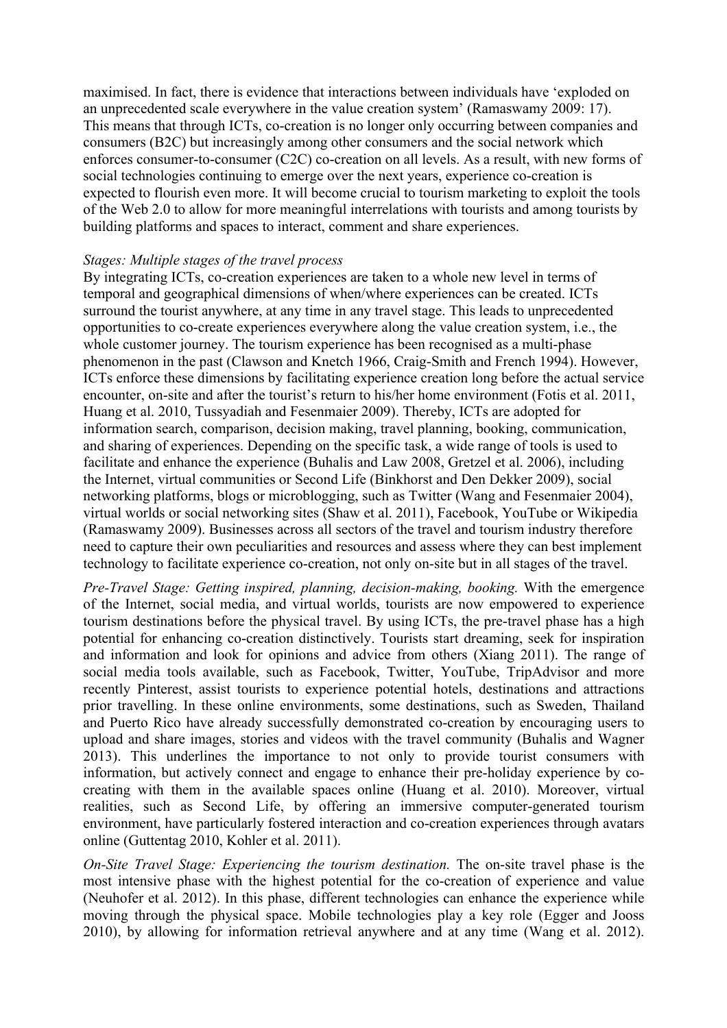maximised. In fact, there is evidence that interactions between individuals have 'exploded on an unprecedented scale everywhere in the value creation system' (Ramaswamy 2009: 17). This means that through ICTs, co-creation is no longer only occurring between companies and consumers (B2C) but increasingly among other consumers and the social network which enforces consumer-to-consumer (C2C) co-creation on all levels. As a result, with new forms of social technologies continuing to emerge over the next years, experience co-creation is expected to flourish even more. It will become crucial to tourism marketing to exploit the tools of the Web 2.0 to allow for more meaningful interrelations with tourists and among tourists by building platforms and spaces to interact, comment and share experiences.

*Stages: Multiple stages of the travel process*

By integrating ICTs, co-creation experiences are taken to a whole new level in terms of temporal and geographical dimensions of when/where experiences can be created. ICTs surround the tourist anywhere, at any time in any travel stage. This leads to unprecedented opportunities to co-create experiences everywhere along the value creation system, i.e., the whole customer journey. The tourism experience has been recognised as a multi-phase phenomenon in the past (Clawson and Knetch 1966, Craig-Smith and French 1994). However, ICTs enforce these dimensions by facilitating experience creation long before the actual service encounter, on-site and after the tourist's return to his/her home environment (Fotis et al. 2011, Huang et al. 2010, Tussyadiah and Fesenmaier 2009). Thereby, ICTs are adopted for information search, comparison, decision making, travel planning, booking, communication, and sharing of experiences. Depending on the specific task, a wide range of tools is used to facilitate and enhance the experience (Buhalis and Law 2008, Gretzel et al. 2006), including the Internet, virtual communities or Second Life (Binkhorst and Den Dekker 2009), social networking platforms, blogs or microblogging, such as Twitter (Wang and Fesenmaier 2004), virtual worlds or social networking sites (Shaw et al. 2011), Facebook, YouTube or Wikipedia (Ramaswamy 2009). Businesses across all sectors of the travel and tourism industry therefore need to capture their own peculiarities and resources and assess where they can best implement technology to facilitate experience co-creation, not only on-site but in all stages of the travel.

*Pre-Travel Stage: Getting inspired, planning, decision-making, booking.* With the emergence of the Internet, social media, and virtual worlds, tourists are now empowered to experience tourism destinations before the physical travel. By using ICTs, the pre-travel phase has a high potential for enhancing co-creation distinctively. Tourists start dreaming, seek for inspiration and information and look for opinions and advice from others (Xiang 2011). The range of social media tools available, such as Facebook, Twitter, YouTube, TripAdvisor and more recently Pinterest, assist tourists to experience potential hotels, destinations and attractions prior travelling. In these online environments, some destinations, such as Sweden, Thailand and Puerto Rico have already successfully demonstrated co-creation by encouraging users to upload and share images, stories and videos with the travel community (Buhalis and Wagner 2013). This underlines the importance to not only to provide tourist consumers with information, but actively connect and engage to enhance their pre-holiday experience by co-creating with them in the available spaces online (Huang et al. 2010). Moreover, virtual realities, such as Second Life, by offering an immersive computer-generated tourism environment, have particularly fostered interaction and co-creation experiences through avatars online (Guttentag 2010, Kohler et al. 2011).

*On-Site Travel Stage: Experiencing the tourism destination.* The on-site travel phase is the most intensive phase with the highest potential for the co-creation of experience and value (Neuhofer et al. 2012). In this phase, different technologies can enhance the experience while moving through the physical space. Mobile technologies play a key role (Egger and Jooss 2010), by allowing for information retrieval anywhere and at any time (Wang et al. 2012).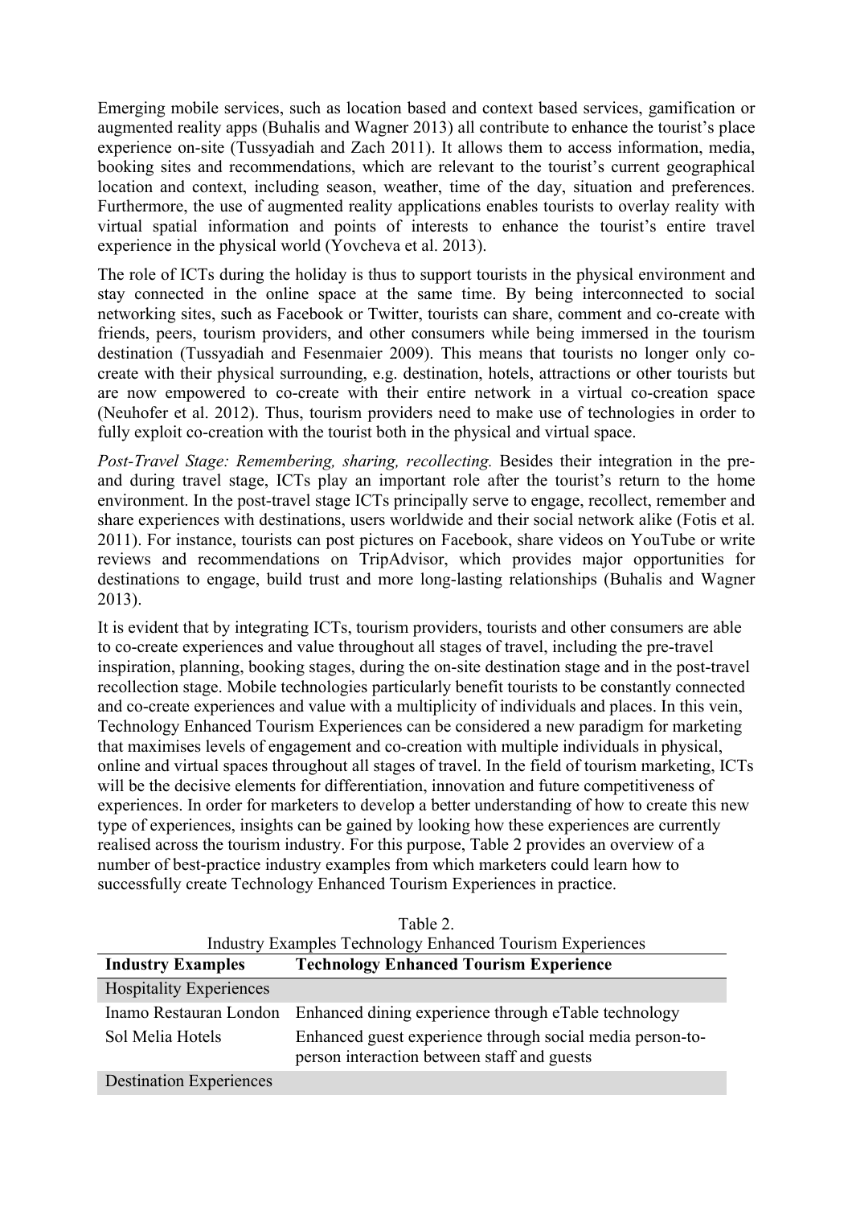Emerging mobile services, such as location based and context based services, gamification or augmented reality apps (Buhalis and Wagner 2013) all contribute to enhance the tourist's place experience on-site (Tussyadiah and Zach 2011). It allows them to access information, media, booking sites and recommendations, which are relevant to the tourist's current geographical location and context, including season, weather, time of the day, situation and preferences. Furthermore, the use of augmented reality applications enables tourists to overlay reality with virtual spatial information and points of interests to enhance the tourist's entire travel experience in the physical world (Yovcheva et al. 2013).

The role of ICTs during the holiday is thus to support tourists in the physical environment and stay connected in the online space at the same time. By being interconnected to social networking sites, such as Facebook or Twitter, tourists can share, comment and co-create with friends, peers, tourism providers, and other consumers while being immersed in the tourism destination (Tussyadiah and Fesenmaier 2009). This means that tourists no longer only co-create with their physical surrounding, e.g. destination, hotels, attractions or other tourists but are now empowered to co-create with their entire network in a virtual co-creation space (Neuhofer et al. 2012). Thus, tourism providers need to make use of technologies in order to fully exploit co-creation with the tourist both in the physical and virtual space.

*Post-Travel Stage: Remembering, sharing, recollecting.* Besides their integration in the pre- and during travel stage, ICTs play an important role after the tourist's return to the home environment. In the post-travel stage ICTs principally serve to engage, recollect, remember and share experiences with destinations, users worldwide and their social network alike (Fotis et al. 2011). For instance, tourists can post pictures on Facebook, share videos on YouTube or write reviews and recommendations on TripAdvisor, which provides major opportunities for destinations to engage, build trust and more long-lasting relationships (Buhalis and Wagner 2013).

It is evident that by integrating ICTs, tourism providers, tourists and other consumers are able to co-create experiences and value throughout all stages of travel, including the pre-travel inspiration, planning, booking stages, during the on-site destination stage and in the post-travel recollection stage. Mobile technologies particularly benefit tourists to be constantly connected and co-create experiences and value with a multiplicity of individuals and places. In this vein, Technology Enhanced Tourism Experiences can be considered a new paradigm for marketing that maximises levels of engagement and co-creation with multiple individuals in physical, online and virtual spaces throughout all stages of travel. In the field of tourism marketing, ICTs will be the decisive elements for differentiation, innovation and future competitiveness of experiences. In order for marketers to develop a better understanding of how to create this new type of experiences, insights can be gained by looking how these experiences are currently realised across the tourism industry. For this purpose, Table 2 provides an overview of a number of best-practice industry examples from which marketers could learn how to successfully create Technology Enhanced Tourism Experiences in practice.

Table 2.
Industry Examples Technology Enhanced Tourism Experiences

| **Industry Examples** | **Technology Enhanced Tourism Experience** |
|---|---|
| Hospitality Experiences | |
| Inamo Restauran London | Enhanced dining experience through eTable technology |
| Sol Melia Hotels | Enhanced guest experience through social media person-to-person interaction between staff and guests |
| Destination Experiences | |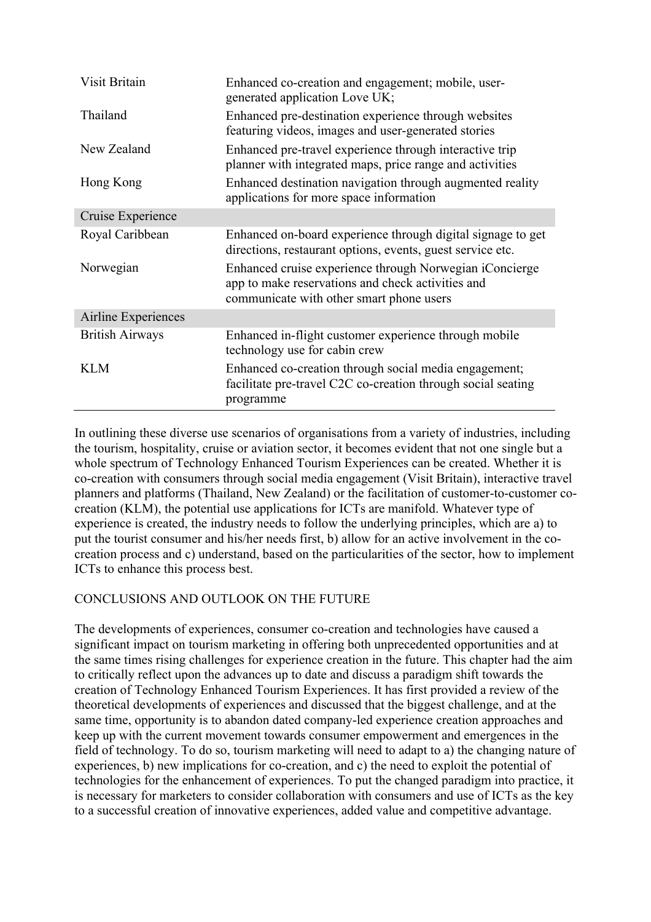| | |
|---|---|
| Visit Britain | Enhanced co-creation and engagement; mobile, user-generated application Love UK; |
| Thailand | Enhanced pre-destination experience through websites featuring videos, images and user-generated stories |
| New Zealand | Enhanced pre-travel experience through interactive trip planner with integrated maps, price range and activities |
| Hong Kong | Enhanced destination navigation through augmented reality applications for more space information |
| Cruise Experience | |
| Royal Caribbean | Enhanced on-board experience through digital signage to get directions, restaurant options, events, guest service etc. |
| Norwegian | Enhanced cruise experience through Norwegian iConcierge app to make reservations and check activities and communicate with other smart phone users |
| Airline Experiences | |
| British Airways | Enhanced in-flight customer experience through mobile technology use for cabin crew |
| KLM | Enhanced co-creation through social media engagement; facilitate pre-travel C2C co-creation through social seating programme |

In outlining these diverse use scenarios of organisations from a variety of industries, including the tourism, hospitality, cruise or aviation sector, it becomes evident that not one single but a whole spectrum of Technology Enhanced Tourism Experiences can be created. Whether it is co-creation with consumers through social media engagement (Visit Britain), interactive travel planners and platforms (Thailand, New Zealand) or the facilitation of customer-to-customer co-creation (KLM), the potential use applications for ICTs are manifold. Whatever type of experience is created, the industry needs to follow the underlying principles, which are a) to put the tourist consumer and his/her needs first, b) allow for an active involvement in the co-creation process and c) understand, based on the particularities of the sector, how to implement ICTs to enhance this process best.

## CONCLUSIONS AND OUTLOOK ON THE FUTURE

The developments of experiences, consumer co-creation and technologies have caused a significant impact on tourism marketing in offering both unprecedented opportunities and at the same times rising challenges for experience creation in the future. This chapter had the aim to critically reflect upon the advances up to date and discuss a paradigm shift towards the creation of Technology Enhanced Tourism Experiences. It has first provided a review of the theoretical developments of experiences and discussed that the biggest challenge, and at the same time, opportunity is to abandon dated company-led experience creation approaches and keep up with the current movement towards consumer empowerment and emergences in the field of technology. To do so, tourism marketing will need to adapt to a) the changing nature of experiences, b) new implications for co-creation, and c) the need to exploit the potential of technologies for the enhancement of experiences. To put the changed paradigm into practice, it is necessary for marketers to consider collaboration with consumers and use of ICTs as the key to a successful creation of innovative experiences, added value and competitive advantage.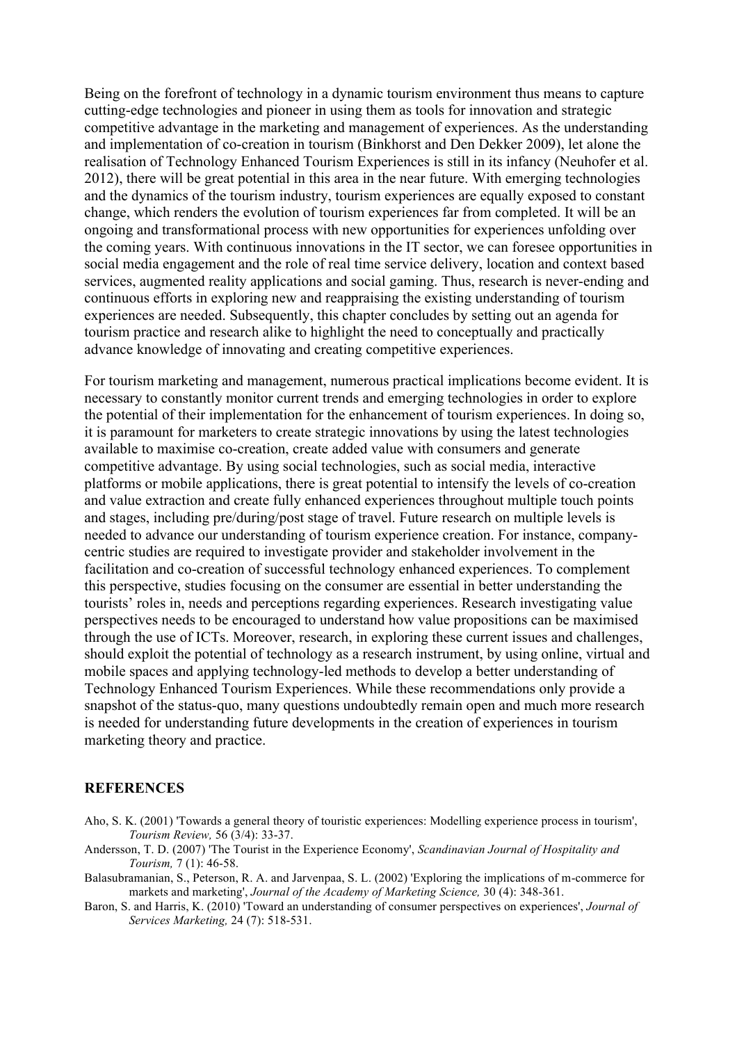Being on the forefront of technology in a dynamic tourism environment thus means to capture cutting-edge technologies and pioneer in using them as tools for innovation and strategic competitive advantage in the marketing and management of experiences. As the understanding and implementation of co-creation in tourism (Binkhorst and Den Dekker 2009), let alone the realisation of Technology Enhanced Tourism Experiences is still in its infancy (Neuhofer et al. 2012), there will be great potential in this area in the near future. With emerging technologies and the dynamics of the tourism industry, tourism experiences are equally exposed to constant change, which renders the evolution of tourism experiences far from completed. It will be an ongoing and transformational process with new opportunities for experiences unfolding over the coming years. With continuous innovations in the IT sector, we can foresee opportunities in social media engagement and the role of real time service delivery, location and context based services, augmented reality applications and social gaming. Thus, research is never-ending and continuous efforts in exploring new and reappraising the existing understanding of tourism experiences are needed. Subsequently, this chapter concludes by setting out an agenda for tourism practice and research alike to highlight the need to conceptually and practically advance knowledge of innovating and creating competitive experiences.

For tourism marketing and management, numerous practical implications become evident. It is necessary to constantly monitor current trends and emerging technologies in order to explore the potential of their implementation for the enhancement of tourism experiences. In doing so, it is paramount for marketers to create strategic innovations by using the latest technologies available to maximise co-creation, create added value with consumers and generate competitive advantage. By using social technologies, such as social media, interactive platforms or mobile applications, there is great potential to intensify the levels of co-creation and value extraction and create fully enhanced experiences throughout multiple touch points and stages, including pre/during/post stage of travel. Future research on multiple levels is needed to advance our understanding of tourism experience creation. For instance, company-centric studies are required to investigate provider and stakeholder involvement in the facilitation and co-creation of successful technology enhanced experiences. To complement this perspective, studies focusing on the consumer are essential in better understanding the tourists' roles in, needs and perceptions regarding experiences. Research investigating value perspectives needs to be encouraged to understand how value propositions can be maximised through the use of ICTs. Moreover, research, in exploring these current issues and challenges, should exploit the potential of technology as a research instrument, by using online, virtual and mobile spaces and applying technology-led methods to develop a better understanding of Technology Enhanced Tourism Experiences. While these recommendations only provide a snapshot of the status-quo, many questions undoubtedly remain open and much more research is needed for understanding future developments in the creation of experiences in tourism marketing theory and practice.

## REFERENCES

Aho, S. K. (2001) 'Towards a general theory of touristic experiences: Modelling experience process in tourism', *Tourism Review,* 56 (3/4): 33-37.

Andersson, T. D. (2007) 'The Tourist in the Experience Economy', *Scandinavian Journal of Hospitality and Tourism,* 7 (1): 46-58.

Balasubramanian, S., Peterson, R. A. and Jarvenpaa, S. L. (2002) 'Exploring the implications of m-commerce for markets and marketing', *Journal of the Academy of Marketing Science,* 30 (4): 348-361.

Baron, S. and Harris, K. (2010) 'Toward an understanding of consumer perspectives on experiences', *Journal of Services Marketing,* 24 (7): 518-531.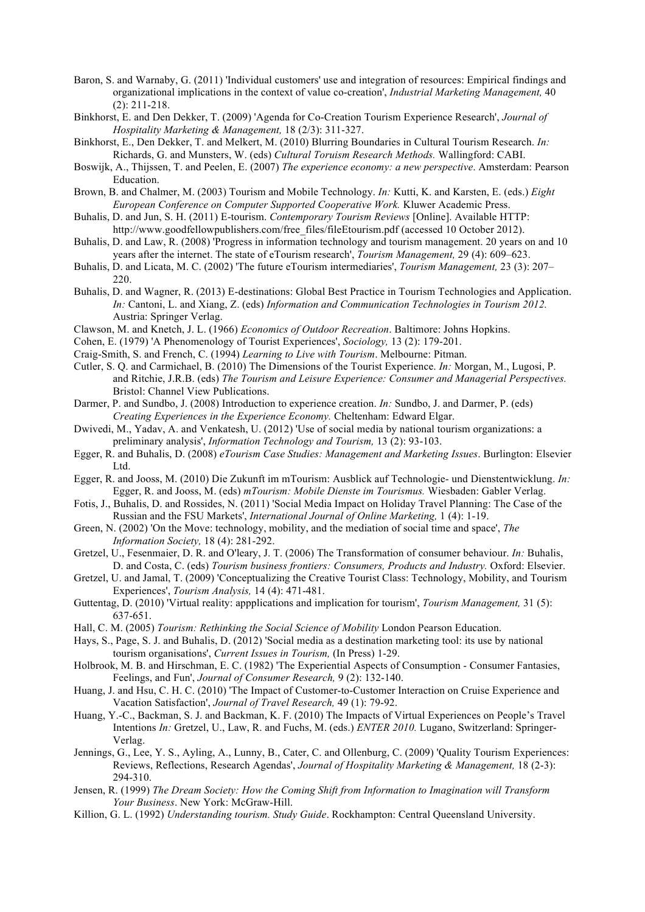Baron, S. and Warnaby, G. (2011) 'Individual customers' use and integration of resources: Empirical findings and organizational implications in the context of value co-creation', *Industrial Marketing Management,* 40 (2): 211-218.

Binkhorst, E. and Den Dekker, T. (2009) 'Agenda for Co-Creation Tourism Experience Research', *Journal of Hospitality Marketing & Management,* 18 (2/3): 311-327.

Binkhorst, E., Den Dekker, T. and Melkert, M. (2010) Blurring Boundaries in Cultural Tourism Research. *In:* Richards, G. and Munsters, W. (eds) *Cultural Toruism Research Methods.* Wallingford: CABI.

Boswijk, A., Thijssen, T. and Peelen, E. (2007) *The experience economy: a new perspective*. Amsterdam: Pearson Education.

Brown, B. and Chalmer, M. (2003) Tourism and Mobile Technology. *In:* Kutti, K. and Karsten, E. (eds.) *Eight European Conference on Computer Supported Cooperative Work.* Kluwer Academic Press.

Buhalis, D. and Jun, S. H. (2011) E-tourism. *Contemporary Tourism Reviews* [Online]. Available HTTP: http://www.goodfellowpublishers.com/free_files/fileEtourism.pdf (accessed 10 October 2012).

Buhalis, D. and Law, R. (2008) 'Progress in information technology and tourism management. 20 years on and 10 years after the internet. The state of eTourism research', *Tourism Management,* 29 (4): 609–623.

Buhalis, D. and Licata, M. C. (2002) 'The future eTourism intermediaries', *Tourism Management,* 23 (3): 207–220.

Buhalis, D. and Wagner, R. (2013) E-destinations: Global Best Practice in Tourism Technologies and Application. *In:* Cantoni, L. and Xiang, Z. (eds) *Information and Communication Technologies in Tourism 2012.* Austria: Springer Verlag.

Clawson, M. and Knetch, J. L. (1966) *Economics of Outdoor Recreation*. Baltimore: Johns Hopkins.

Cohen, E. (1979) 'A Phenomenology of Tourist Experiences', *Sociology,* 13 (2): 179-201.

Craig-Smith, S. and French, C. (1994) *Learning to Live with Tourism*. Melbourne: Pitman.

Cutler, S. Q. and Carmichael, B. (2010) The Dimensions of the Tourist Experience. *In:* Morgan, M., Lugosi, P. and Ritchie, J.R.B. (eds) *The Tourism and Leisure Experience: Consumer and Managerial Perspectives.* Bristol: Channel View Publications.

Darmer, P. and Sundbo, J. (2008) Introduction to experience creation. *In:* Sundbo, J. and Darmer, P. (eds) *Creating Experiences in the Experience Economy.* Cheltenham: Edward Elgar.

Dwivedi, M., Yadav, A. and Venkatesh, U. (2012) 'Use of social media by national tourism organizations: a preliminary analysis', *Information Technology and Tourism,* 13 (2): 93-103.

Egger, R. and Buhalis, D. (2008) *eTourism Case Studies: Management and Marketing Issues*. Burlington: Elsevier Ltd.

Egger, R. and Jooss, M. (2010) Die Zukunft im mTourism: Ausblick auf Technologie- und Dienstentwicklung. *In:* Egger, R. and Jooss, M. (eds) *mTourism: Mobile Dienste im Tourismus.* Wiesbaden: Gabler Verlag.

Fotis, J., Buhalis, D. and Rossides, N. (2011) 'Social Media Impact on Holiday Travel Planning: The Case of the Russian and the FSU Markets', *International Journal of Online Marketing,* 1 (4): 1-19.

Green, N. (2002) 'On the Move: technology, mobility, and the mediation of social time and space', *The Information Society,* 18 (4): 281-292.

Gretzel, U., Fesenmaier, D. R. and O'leary, J. T. (2006) The Transformation of consumer behaviour. *In:* Buhalis, D. and Costa, C. (eds) *Tourism business frontiers: Consumers, Products and Industry.* Oxford: Elsevier.

Gretzel, U. and Jamal, T. (2009) 'Conceptualizing the Creative Tourist Class: Technology, Mobility, and Tourism Experiences', *Tourism Analysis,* 14 (4): 471-481.

Guttentag, D. (2010) 'Virtual reality: appplications and implication for tourism', *Tourism Management,* 31 (5): 637-651.

Hall, C. M. (2005) *Tourism: Rethinking the Social Science of Mobility* London Pearson Education.

Hays, S., Page, S. J. and Buhalis, D. (2012) 'Social media as a destination marketing tool: its use by national tourism organisations', *Current Issues in Tourism,* (In Press) 1-29.

Holbrook, M. B. and Hirschman, E. C. (1982) 'The Experiential Aspects of Consumption - Consumer Fantasies, Feelings, and Fun', *Journal of Consumer Research,* 9 (2): 132-140.

Huang, J. and Hsu, C. H. C. (2010) 'The Impact of Customer-to-Customer Interaction on Cruise Experience and Vacation Satisfaction', *Journal of Travel Research,* 49 (1): 79-92.

Huang, Y.-C., Backman, S. J. and Backman, K. F. (2010) The Impacts of Virtual Experiences on People's Travel Intentions *In:* Gretzel, U., Law, R. and Fuchs, M. (eds.) *ENTER 2010.* Lugano, Switzerland: Springer-Verlag.

Jennings, G., Lee, Y. S., Ayling, A., Lunny, B., Cater, C. and Ollenburg, C. (2009) 'Quality Tourism Experiences: Reviews, Reflections, Research Agendas', *Journal of Hospitality Marketing & Management,* 18 (2-3): 294-310.

Jensen, R. (1999) *The Dream Society: How the Coming Shift from Information to Imagination will Transform Your Business*. New York: McGraw-Hill.

Killion, G. L. (1992) *Understanding tourism. Study Guide*. Rockhampton: Central Queensland University.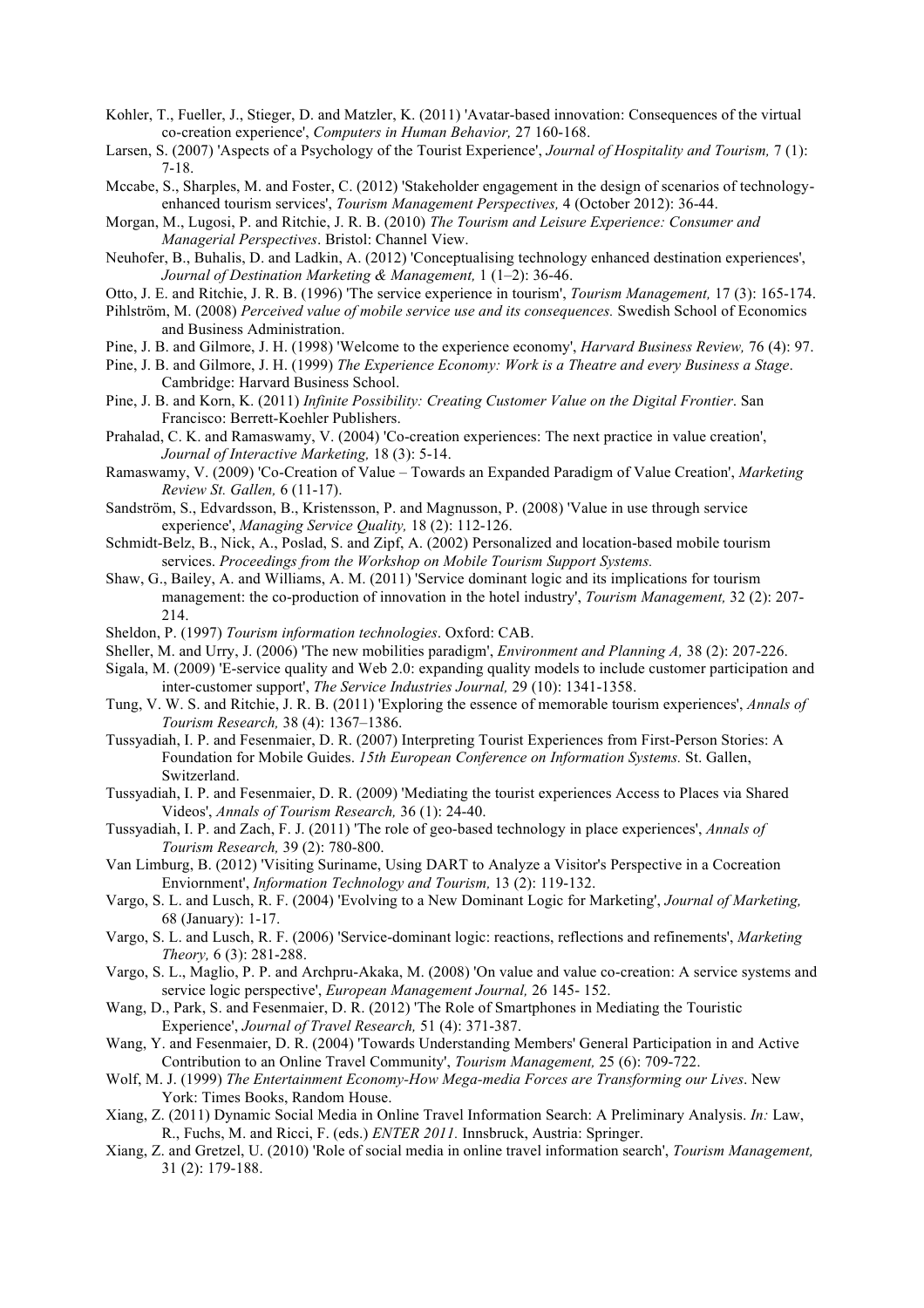Kohler, T., Fueller, J., Stieger, D. and Matzler, K. (2011) 'Avatar-based innovation: Consequences of the virtual co-creation experience', *Computers in Human Behavior,* 27 160-168.

Larsen, S. (2007) 'Aspects of a Psychology of the Tourist Experience', *Journal of Hospitality and Tourism,* 7 (1): 7-18.

Mccabe, S., Sharples, M. and Foster, C. (2012) 'Stakeholder engagement in the design of scenarios of technology-enhanced tourism services', *Tourism Management Perspectives,* 4 (October 2012): 36-44.

Morgan, M., Lugosi, P. and Ritchie, J. R. B. (2010) *The Tourism and Leisure Experience: Consumer and Managerial Perspectives*. Bristol: Channel View.

Neuhofer, B., Buhalis, D. and Ladkin, A. (2012) 'Conceptualising technology enhanced destination experiences', *Journal of Destination Marketing & Management,* 1 (1–2): 36-46.

Otto, J. E. and Ritchie, J. R. B. (1996) 'The service experience in tourism', *Tourism Management,* 17 (3): 165-174.

Pihlström, M. (2008) *Perceived value of mobile service use and its consequences.* Swedish School of Economics and Business Administration.

Pine, J. B. and Gilmore, J. H. (1998) 'Welcome to the experience economy', *Harvard Business Review,* 76 (4): 97.

Pine, J. B. and Gilmore, J. H. (1999) *The Experience Economy: Work is a Theatre and every Business a Stage*. Cambridge: Harvard Business School.

Pine, J. B. and Korn, K. (2011) *Infinite Possibility: Creating Customer Value on the Digital Frontier*. San Francisco: Berrett-Koehler Publishers.

Prahalad, C. K. and Ramaswamy, V. (2004) 'Co-creation experiences: The next practice in value creation', *Journal of Interactive Marketing,* 18 (3): 5-14.

Ramaswamy, V. (2009) 'Co-Creation of Value – Towards an Expanded Paradigm of Value Creation', *Marketing Review St. Gallen,* 6 (11-17).

Sandström, S., Edvardsson, B., Kristensson, P. and Magnusson, P. (2008) 'Value in use through service experience', *Managing Service Quality,* 18 (2): 112-126.

Schmidt-Belz, B., Nick, A., Poslad, S. and Zipf, A. (2002) Personalized and location-based mobile tourism services. *Proceedings from the Workshop on Mobile Tourism Support Systems.*

Shaw, G., Bailey, A. and Williams, A. M. (2011) 'Service dominant logic and its implications for tourism management: the co-production of innovation in the hotel industry', *Tourism Management,* 32 (2): 207-214.

Sheldon, P. (1997) *Tourism information technologies*. Oxford: CAB.

Sheller, M. and Urry, J. (2006) 'The new mobilities paradigm', *Environment and Planning A,* 38 (2): 207-226.

Sigala, M. (2009) 'E-service quality and Web 2.0: expanding quality models to include customer participation and inter-customer support', *The Service Industries Journal,* 29 (10): 1341-1358.

Tung, V. W. S. and Ritchie, J. R. B. (2011) 'Exploring the essence of memorable tourism experiences', *Annals of Tourism Research,* 38 (4): 1367–1386.

Tussyadiah, I. P. and Fesenmaier, D. R. (2007) Interpreting Tourist Experiences from First-Person Stories: A Foundation for Mobile Guides. *15th European Conference on Information Systems.* St. Gallen, Switzerland.

Tussyadiah, I. P. and Fesenmaier, D. R. (2009) 'Mediating the tourist experiences Access to Places via Shared Videos', *Annals of Tourism Research,* 36 (1): 24-40.

Tussyadiah, I. P. and Zach, F. J. (2011) 'The role of geo-based technology in place experiences', *Annals of Tourism Research,* 39 (2): 780-800.

Van Limburg, B. (2012) 'Visiting Suriname, Using DART to Analyze a Visitor's Perspective in a Cocreation Enviornment', *Information Technology and Tourism,* 13 (2): 119-132.

Vargo, S. L. and Lusch, R. F. (2004) 'Evolving to a New Dominant Logic for Marketing', *Journal of Marketing,* 68 (January): 1-17.

Vargo, S. L. and Lusch, R. F. (2006) 'Service-dominant logic: reactions, reflections and refinements', *Marketing Theory,* 6 (3): 281-288.

Vargo, S. L., Maglio, P. P. and Archpru-Akaka, M. (2008) 'On value and value co-creation: A service systems and service logic perspective', *European Management Journal,* 26 145- 152.

Wang, D., Park, S. and Fesenmaier, D. R. (2012) 'The Role of Smartphones in Mediating the Touristic Experience', *Journal of Travel Research,* 51 (4): 371-387.

Wang, Y. and Fesenmaier, D. R. (2004) 'Towards Understanding Members' General Participation in and Active Contribution to an Online Travel Community', *Tourism Management,* 25 (6): 709-722.

Wolf, M. J. (1999) *The Entertainment Economy-How Mega-media Forces are Transforming our Lives*. New York: Times Books, Random House.

Xiang, Z. (2011) Dynamic Social Media in Online Travel Information Search: A Preliminary Analysis. *In:* Law, R., Fuchs, M. and Ricci, F. (eds.) *ENTER 2011.* Innsbruck, Austria: Springer.

Xiang, Z. and Gretzel, U. (2010) 'Role of social media in online travel information search', *Tourism Management,* 31 (2): 179-188.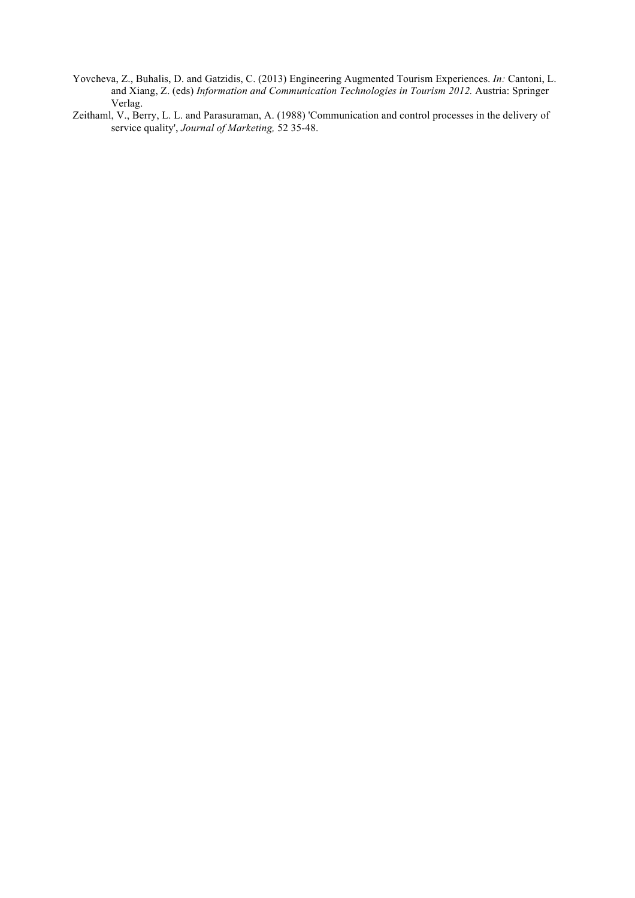Yovcheva, Z., Buhalis, D. and Gatzidis, C. (2013) Engineering Augmented Tourism Experiences. *In:* Cantoni, L. and Xiang, Z. (eds) *Information and Communication Technologies in Tourism 2012.* Austria: Springer Verlag.

Zeithaml, V., Berry, L. L. and Parasuraman, A. (1988) 'Communication and control processes in the delivery of service quality', *Journal of Marketing,* 52 35-48.